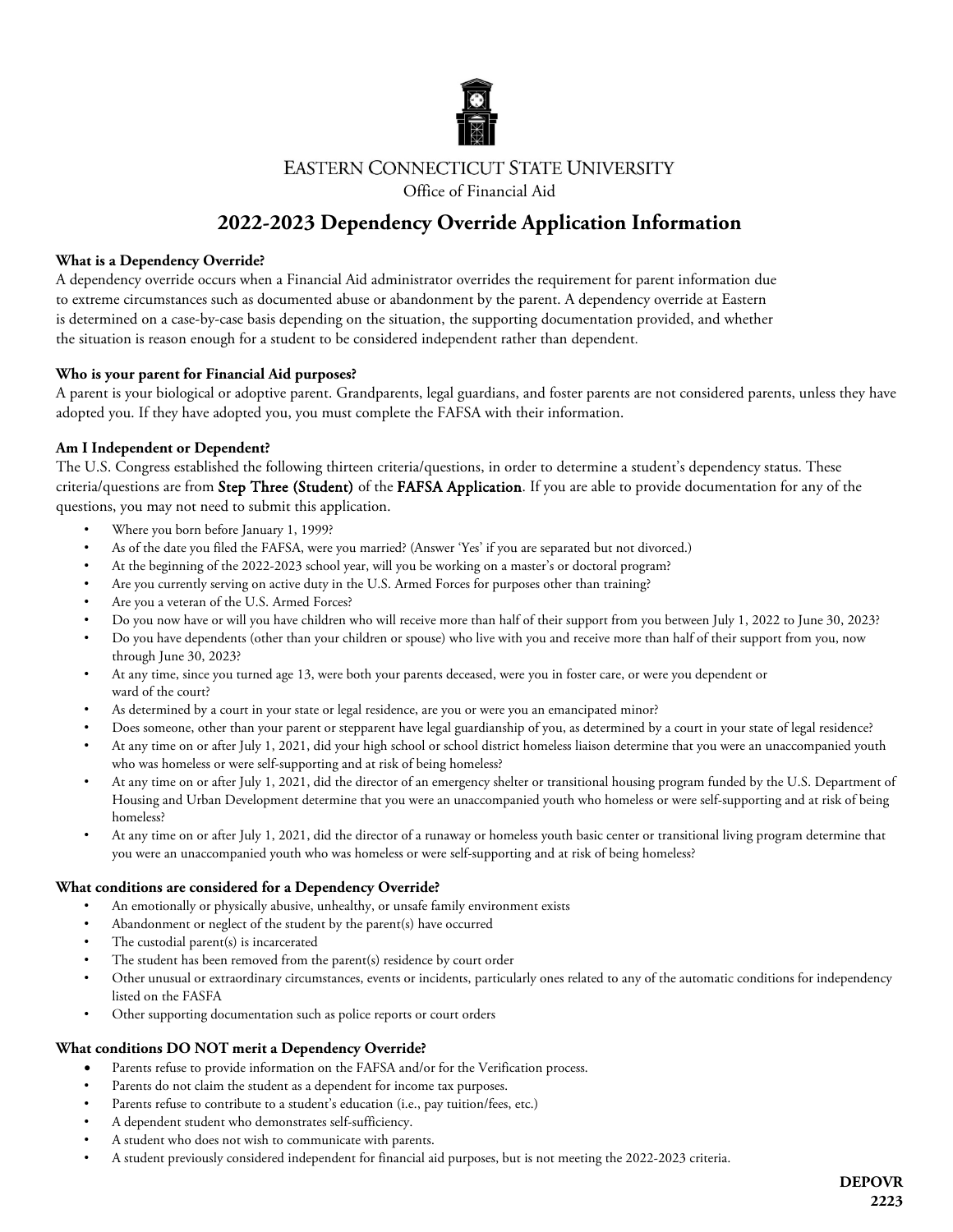EASTERN CONNECTICUT STATE UNIVERSITY

Office of Financial Aid

# 2022-2023 Dependency Override Application Information

**What is a Dependency Override?**

A dependency override occurs when a Financial Aid administrator overrides the requirement for parent information due to extreme circumstances such as documented abuse or abandonment by the parent. A dependency override at Eastern is determined on a case-by-case basis depending on the situation, the supporting documentation provided, and whether the situation is reason enough for a student to be considered independent rather than dependent.

**Who is your parent for Financial Aid purposes?**

A parent is your biological or adoptive parent. Grandparents, legal guardians, and foster parents are not considered parents, unless they have adopted you. If they have adopted you, you must complete the FAFSA with their information.

**Am I Independent or Dependent?**

The U.S. Congress established the following thirteen criteria/questions, in order to determine a student's dependency status. These criteria/questions are from Step Three (Student) of the FAFSA Application. If you are able to provide documentation for any of the questions, you may not need to submit this application.

- Where you born before January 1, 1999?
- As of the date you filed the FAFSA, were you married? (Answer 'Yes' if you are separated but not divorced.)
- At the beginning of the 2022-2023 school year, will you be working on a master's or doctoral program?
- Are you currently serving on active duty in the U.S. Armed Forces for purposes other than training?
- Are you a veteran of the U.S. Armed Forces?
- Do you now have or will you have children who will receive more than half of their support from you between July 1, 2022 to June 30, 2023?
- Do you have dependents (other than your children or spouse) who live with you and receive more than half of their support from you, now through June 30, 2023?
- At any time, since you turned age 13, were both your parents deceased, were you in foster care, or were you dependent or ward of the court?
- As determined by a court in your state or legal residence, are you or were you an emancipated minor?
- Does someone, other than your parent or stepparent have legal guardianship of you, as determined by a court in your state of legal residence?
- At any time on or after July 1, 2021, did your high school or school district homeless liaison determine that you were an unaccompanied youth who was homeless or were self-supporting and at risk of being homeless?
- At any time on or after July 1, 2021, did the director of an emergency shelter or transitional housing program funded by the U.S. Department of Housing and Urban Development determine that you were an unaccompanied youth who homeless or were self-supporting and at risk of being homeless?
- At any time on or after July 1, 2021, did the director of a runaway or homeless youth basic center or transitional living program determine that you were an unaccompanied youth who was homeless or were self-supporting and at risk of being homeless?

**What conditions are considered for a Dependency Override?**

- An emotionally or physically abusive, unhealthy, or unsafe family environment exists
- Abandonment or neglect of the student by the parent(s) have occurred
- The custodial parent(s) is incarcerated
- The student has been removed from the parent(s) residence by court order
- Other unusual or extraordinary circumstances, events or incidents, particularly ones related to any of the automatic conditions for independency listed on the FASFA
- Other supporting documentation such as police reports or court orders

**What conditions DO NOT merit a Dependency Override?**

- Parents refuse to provide information on the FAFSA and/or for the Verification process.
- Parents do not claim the student as a dependent for income tax purposes.
- Parents refuse to contribute to a student's education (i.e., pay tuition/fees, etc.)
- A dependent student who demonstrates self-sufficiency.
- A student who does not wish to communicate with parents.
- A student previously considered independent for financial aid purposes, but is not meeting the 2022-2023 criteria.

**DEPOVR 2223**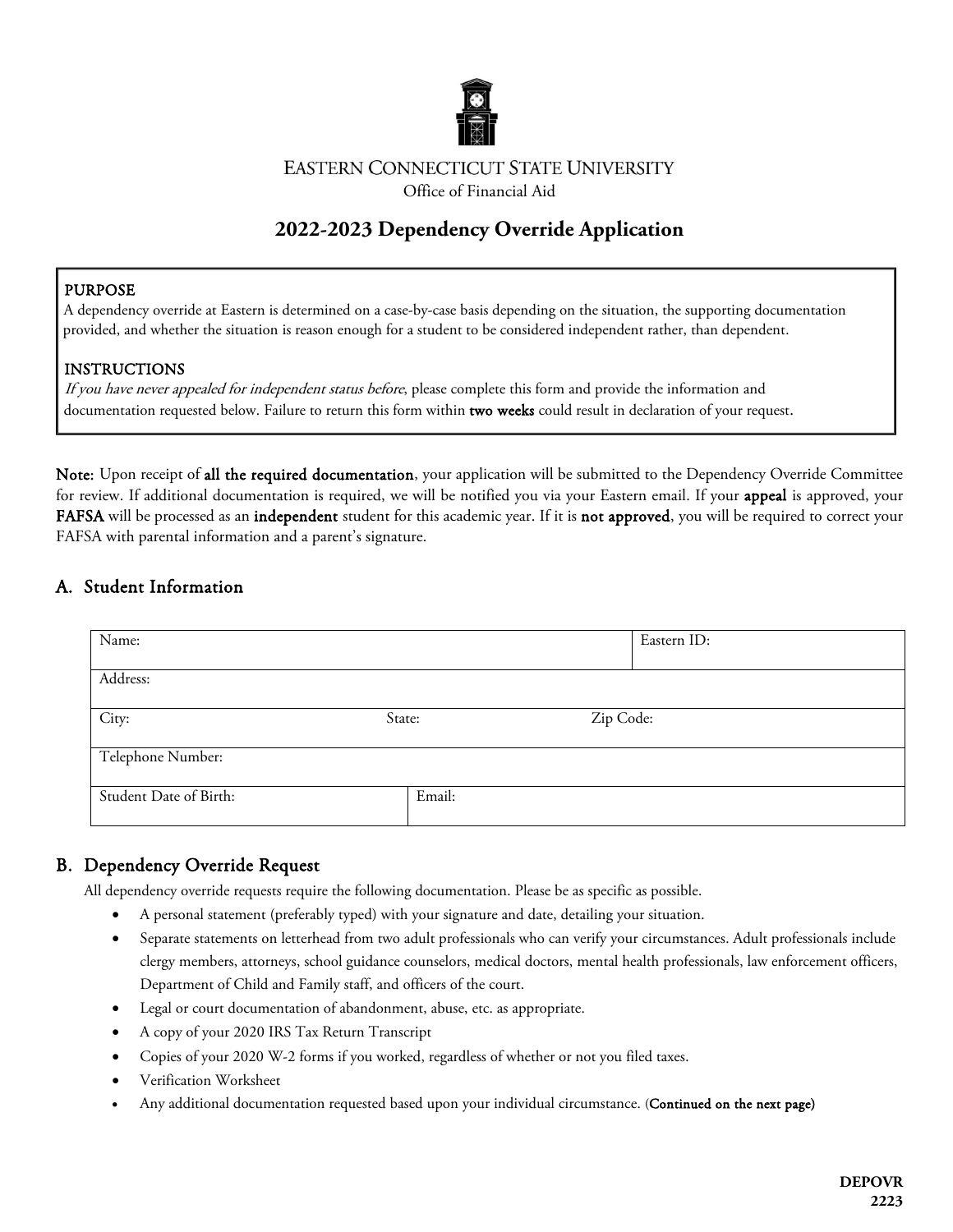EASTERN CONNECTICUT STATE UNIVERSITY

Office of Financial Aid

# 2022-2023 Dependency Override Application

**PURPOSE**

A dependency override at Eastern is determined on a case-by-case basis depending on the situation, the supporting documentation provided, and whether the situation is reason enough for a student to be considered independent rather, than dependent.

**INSTRUCTIONS**

*If you have never appealed for independent status before*, please complete this form and provide the information and documentation requested below. Failure to return this form within **two weeks** could result in declaration of your request.

**Note:** Upon receipt of **all the required documentation**, your application will be submitted to the Dependency Override Committee for review. If additional documentation is required, we will be notified you via your Eastern email. If your **appeal** is approved, your **FAFSA** will be processed as an **independent** student for this academic year. If it is **not approved**, you will be required to correct your FAFSA with parental information and a parent's signature.

## A. Student Information

| Name: | | | Eastern ID: |
|---|---|---|---|
| Address: | | | |
| City: | State: | Zip Code: | |
| Telephone Number: | | | |
| Student Date of Birth: | Email: | | |

## B. Dependency Override Request

All dependency override requests require the following documentation. Please be as specific as possible.

- A personal statement (preferably typed) with your signature and date, detailing your situation.
- Separate statements on letterhead from two adult professionals who can verify your circumstances. Adult professionals include clergy members, attorneys, school guidance counselors, medical doctors, mental health professionals, law enforcement officers, Department of Child and Family staff, and officers of the court.
- Legal or court documentation of abandonment, abuse, etc. as appropriate.
- A copy of your 2020 IRS Tax Return Transcript
- Copies of your 2020 W-2 forms if you worked, regardless of whether or not you filed taxes.
- Verification Worksheet
- Any additional documentation requested based upon your individual circumstance. (**Continued on the next page)**

**DEPOVR 2223**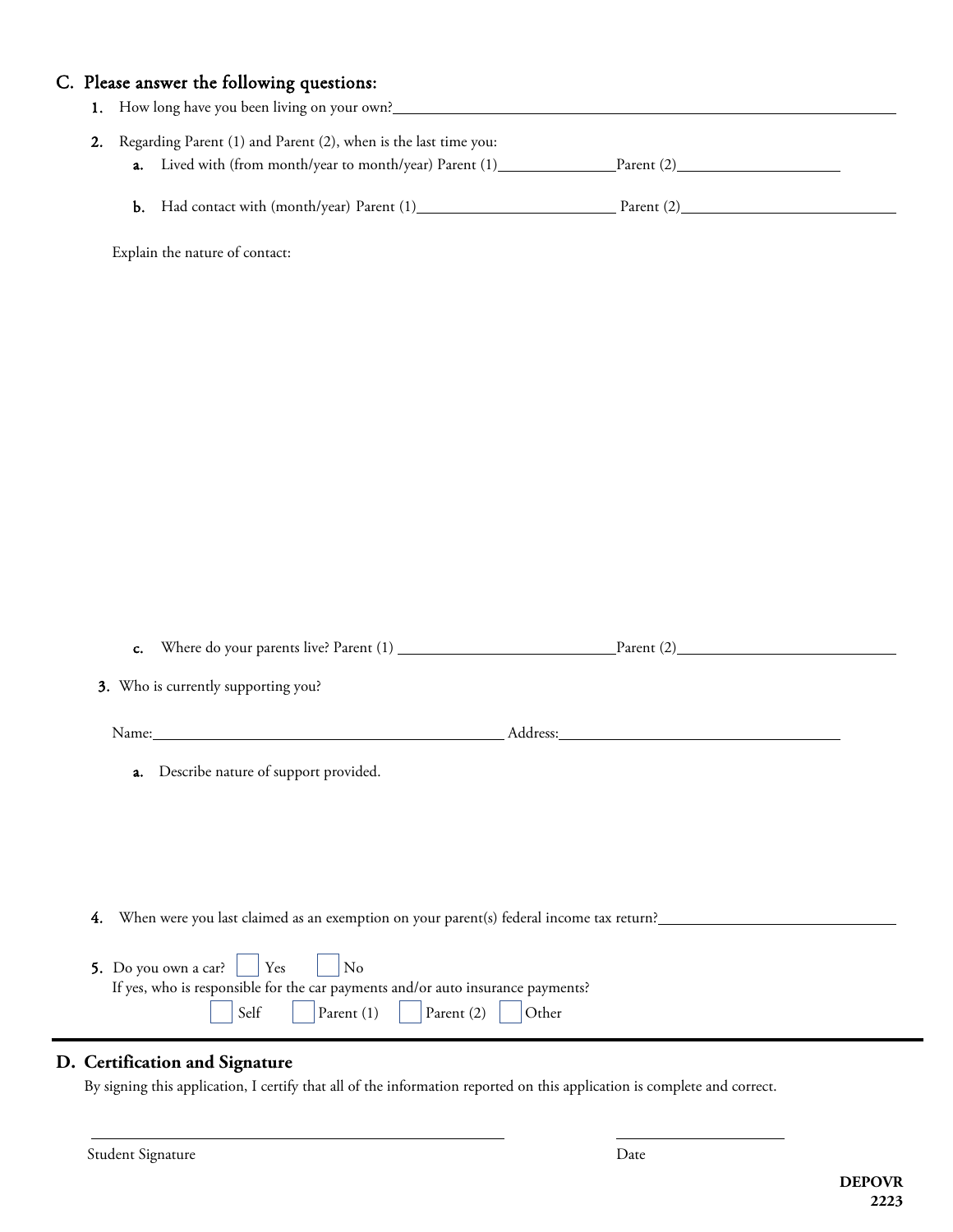## C. Please answer the following questions:

1. How long have you been living on your own? ______________________________

2. Regarding Parent (1) and Parent (2), when is the last time you:
   - a. Lived with (from month/year to month/year) Parent (1) ______________ Parent (2) ______________
   - b. Had contact with (month/year) Parent (1) ______________ Parent (2) ______________

   Explain the nature of contact:

   - c. Where do your parents live? Parent (1) ______________ Parent (2) ______________

3. Who is currently supporting you?

   Name: ______________________ Address: ______________________

   - a. Describe nature of support provided.

4. When were you last claimed as an exemption on your parent(s) federal income tax return? ______________

5. Do you own a car? ☐ Yes ☐ No
   If yes, who is responsible for the car payments and/or auto insurance payments?
   ☐ Self ☐ Parent (1) ☐ Parent (2) ☐ Other

## D. Certification and Signature

By signing this application, I certify that all of the information reported on this application is complete and correct.

______________________________ Student Signature

______________ Date

DEPOVR
2223